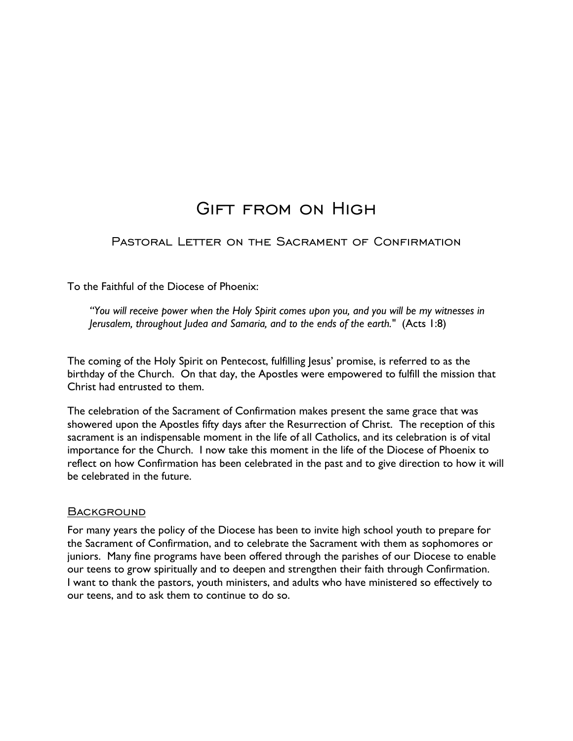# Gift from on High

## Pastoral Letter on the Sacrament of Confirmation

To the Faithful of the Diocese of Phoenix:

> *"You will receive power when the Holy Spirit comes upon you, and you will be my witnesses in Jerusalem, throughout Judea and Samaria, and to the ends of the earth."* (Acts 1:8)

The coming of the Holy Spirit on Pentecost, fulfilling Jesus' promise, is referred to as the birthday of the Church. On that day, the Apostles were empowered to fulfill the mission that Christ had entrusted to them.

The celebration of the Sacrament of Confirmation makes present the same grace that was showered upon the Apostles fifty days after the Resurrection of Christ. The reception of this sacrament is an indispensable moment in the life of all Catholics, and its celebration is of vital importance for the Church. I now take this moment in the life of the Diocese of Phoenix to reflect on how Confirmation has been celebrated in the past and to give direction to how it will be celebrated in the future.

### Background

For many years the policy of the Diocese has been to invite high school youth to prepare for the Sacrament of Confirmation, and to celebrate the Sacrament with them as sophomores or juniors. Many fine programs have been offered through the parishes of our Diocese to enable our teens to grow spiritually and to deepen and strengthen their faith through Confirmation. I want to thank the pastors, youth ministers, and adults who have ministered so effectively to our teens, and to ask them to continue to do so.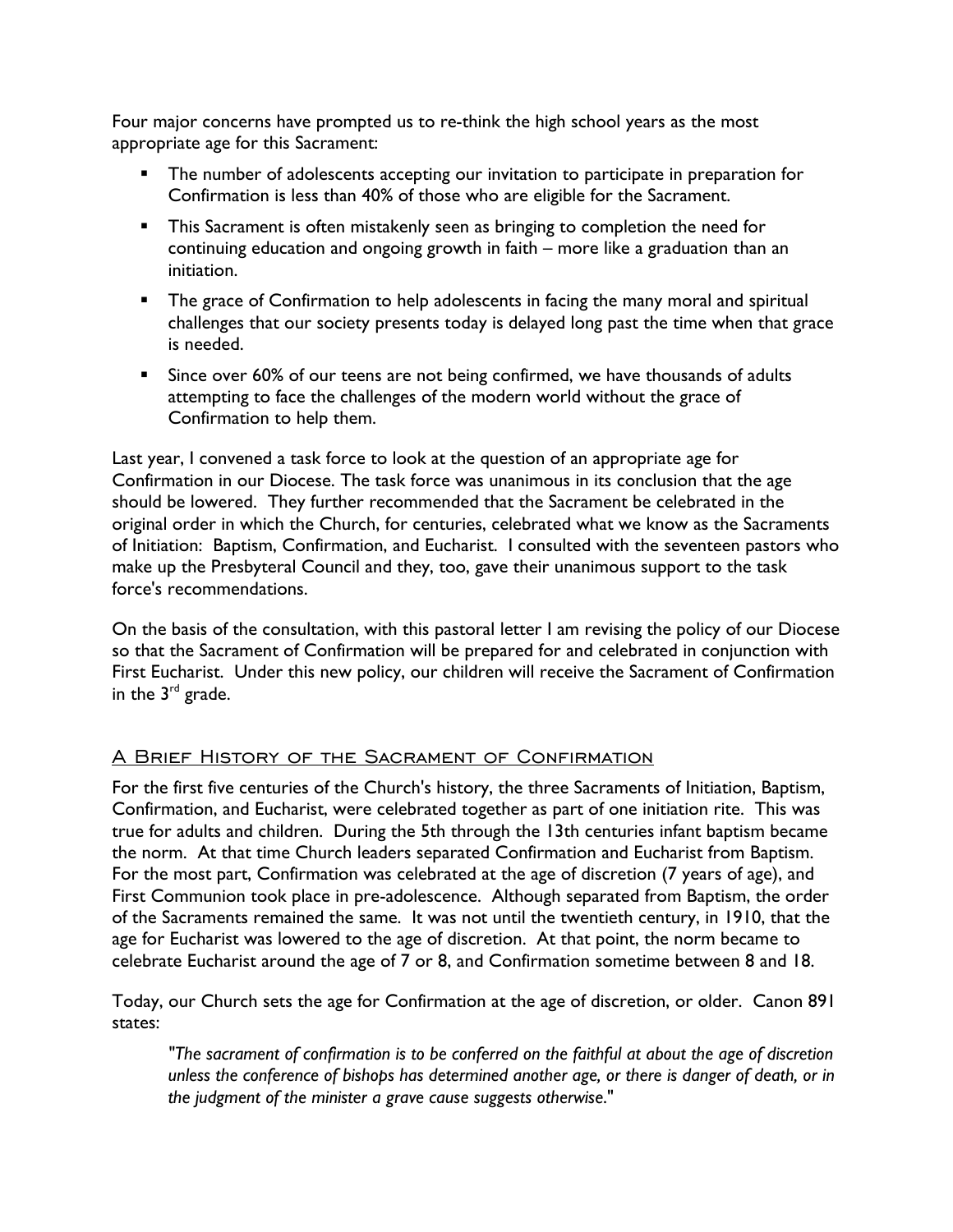Four major concerns have prompted us to re-think the high school years as the most appropriate age for this Sacrament:

- The number of adolescents accepting our invitation to participate in preparation for Confirmation is less than 40% of those who are eligible for the Sacrament.
- This Sacrament is often mistakenly seen as bringing to completion the need for continuing education and ongoing growth in faith – more like a graduation than an initiation.
- The grace of Confirmation to help adolescents in facing the many moral and spiritual challenges that our society presents today is delayed long past the time when that grace is needed.
- Since over 60% of our teens are not being confirmed, we have thousands of adults attempting to face the challenges of the modern world without the grace of Confirmation to help them.

Last year, I convened a task force to look at the question of an appropriate age for Confirmation in our Diocese. The task force was unanimous in its conclusion that the age should be lowered. They further recommended that the Sacrament be celebrated in the original order in which the Church, for centuries, celebrated what we know as the Sacraments of Initiation: Baptism, Confirmation, and Eucharist. I consulted with the seventeen pastors who make up the Presbyteral Council and they, too, gave their unanimous support to the task force's recommendations.

On the basis of the consultation, with this pastoral letter I am revising the policy of our Diocese so that the Sacrament of Confirmation will be prepared for and celebrated in conjunction with First Eucharist. Under this new policy, our children will receive the Sacrament of Confirmation in the 3rd grade.

## A Brief History of the Sacrament of Confirmation

For the first five centuries of the Church's history, the three Sacraments of Initiation, Baptism, Confirmation, and Eucharist, were celebrated together as part of one initiation rite. This was true for adults and children. During the 5th through the 13th centuries infant baptism became the norm. At that time Church leaders separated Confirmation and Eucharist from Baptism. For the most part, Confirmation was celebrated at the age of discretion (7 years of age), and First Communion took place in pre-adolescence. Although separated from Baptism, the order of the Sacraments remained the same. It was not until the twentieth century, in 1910, that the age for Eucharist was lowered to the age of discretion. At that point, the norm became to celebrate Eucharist around the age of 7 or 8, and Confirmation sometime between 8 and 18.

Today, our Church sets the age for Confirmation at the age of discretion, or older. Canon 891 states:

> *"The sacrament of confirmation is to be conferred on the faithful at about the age of discretion unless the conference of bishops has determined another age, or there is danger of death, or in the judgment of the minister a grave cause suggests otherwise."*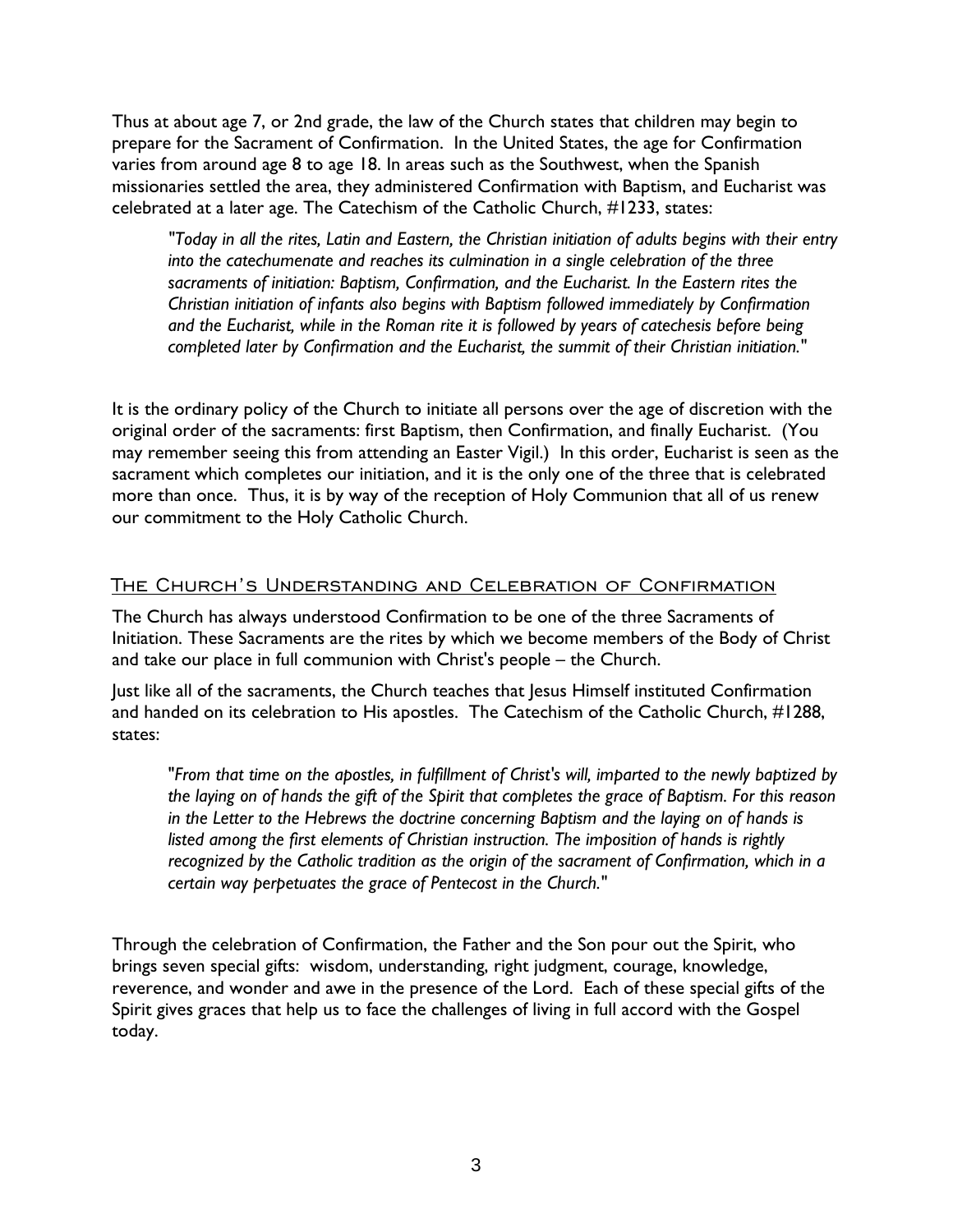Thus at about age 7, or 2nd grade, the law of the Church states that children may begin to prepare for the Sacrament of Confirmation. In the United States, the age for Confirmation varies from around age 8 to age 18. In areas such as the Southwest, when the Spanish missionaries settled the area, they administered Confirmation with Baptism, and Eucharist was celebrated at a later age. The Catechism of the Catholic Church, #1233, states:

> *"Today in all the rites, Latin and Eastern, the Christian initiation of adults begins with their entry into the catechumenate and reaches its culmination in a single celebration of the three sacraments of initiation: Baptism, Confirmation, and the Eucharist. In the Eastern rites the Christian initiation of infants also begins with Baptism followed immediately by Confirmation and the Eucharist, while in the Roman rite it is followed by years of catechesis before being completed later by Confirmation and the Eucharist, the summit of their Christian initiation."*

It is the ordinary policy of the Church to initiate all persons over the age of discretion with the original order of the sacraments: first Baptism, then Confirmation, and finally Eucharist. (You may remember seeing this from attending an Easter Vigil.) In this order, Eucharist is seen as the sacrament which completes our initiation, and it is the only one of the three that is celebrated more than once. Thus, it is by way of the reception of Holy Communion that all of us renew our commitment to the Holy Catholic Church.

## The Church's Understanding and Celebration of Confirmation

The Church has always understood Confirmation to be one of the three Sacraments of Initiation. These Sacraments are the rites by which we become members of the Body of Christ and take our place in full communion with Christ's people – the Church.

Just like all of the sacraments, the Church teaches that Jesus Himself instituted Confirmation and handed on its celebration to His apostles. The Catechism of the Catholic Church, #1288, states:

> *"From that time on the apostles, in fulfillment of Christ's will, imparted to the newly baptized by the laying on of hands the gift of the Spirit that completes the grace of Baptism. For this reason in the Letter to the Hebrews the doctrine concerning Baptism and the laying on of hands is listed among the first elements of Christian instruction. The imposition of hands is rightly recognized by the Catholic tradition as the origin of the sacrament of Confirmation, which in a certain way perpetuates the grace of Pentecost in the Church."*

Through the celebration of Confirmation, the Father and the Son pour out the Spirit, who brings seven special gifts: wisdom, understanding, right judgment, courage, knowledge, reverence, and wonder and awe in the presence of the Lord. Each of these special gifts of the Spirit gives graces that help us to face the challenges of living in full accord with the Gospel today.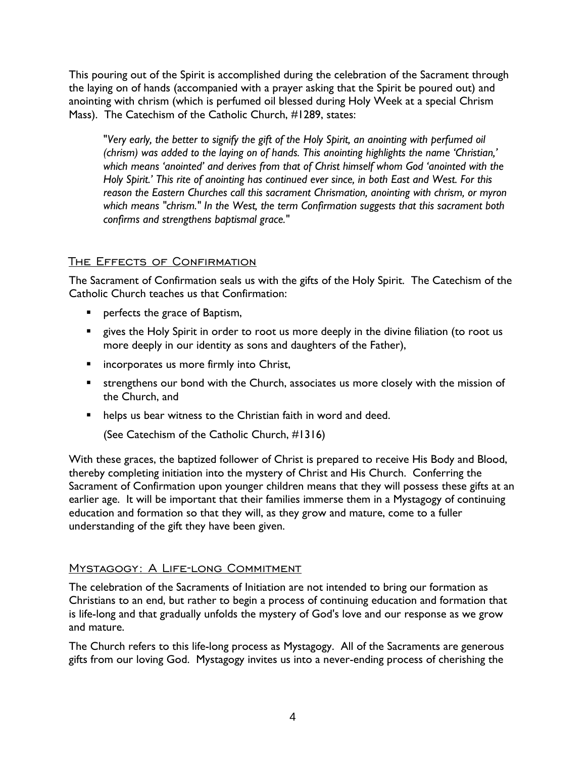This pouring out of the Spirit is accomplished during the celebration of the Sacrament through the laying on of hands (accompanied with a prayer asking that the Spirit be poured out) and anointing with chrism (which is perfumed oil blessed during Holy Week at a special Chrism Mass). The Catechism of the Catholic Church, #1289, states:

> "*Very early, the better to signify the gift of the Holy Spirit, an anointing with perfumed oil (chrism) was added to the laying on of hands. This anointing highlights the name 'Christian,' which means 'anointed' and derives from that of Christ himself whom God 'anointed with the Holy Spirit.' This rite of anointing has continued ever since, in both East and West. For this reason the Eastern Churches call this sacrament Chrismation, anointing with chrism, or myron which means "chrism." In the West, the term Confirmation suggests that this sacrament both confirms and strengthens baptismal grace.*"

## The Effects of Confirmation

The Sacrament of Confirmation seals us with the gifts of the Holy Spirit. The Catechism of the Catholic Church teaches us that Confirmation:

- perfects the grace of Baptism,
- gives the Holy Spirit in order to root us more deeply in the divine filiation (to root us more deeply in our identity as sons and daughters of the Father),
- incorporates us more firmly into Christ,
- strengthens our bond with the Church, associates us more closely with the mission of the Church, and
- helps us bear witness to the Christian faith in word and deed.

  (See Catechism of the Catholic Church, #1316)

With these graces, the baptized follower of Christ is prepared to receive His Body and Blood, thereby completing initiation into the mystery of Christ and His Church. Conferring the Sacrament of Confirmation upon younger children means that they will possess these gifts at an earlier age. It will be important that their families immerse them in a Mystagogy of continuing education and formation so that they will, as they grow and mature, come to a fuller understanding of the gift they have been given.

## Mystagogy: A Life-long Commitment

The celebration of the Sacraments of Initiation are not intended to bring our formation as Christians to an end, but rather to begin a process of continuing education and formation that is life-long and that gradually unfolds the mystery of God's love and our response as we grow and mature.

The Church refers to this life-long process as Mystagogy. All of the Sacraments are generous gifts from our loving God. Mystagogy invites us into a never-ending process of cherishing the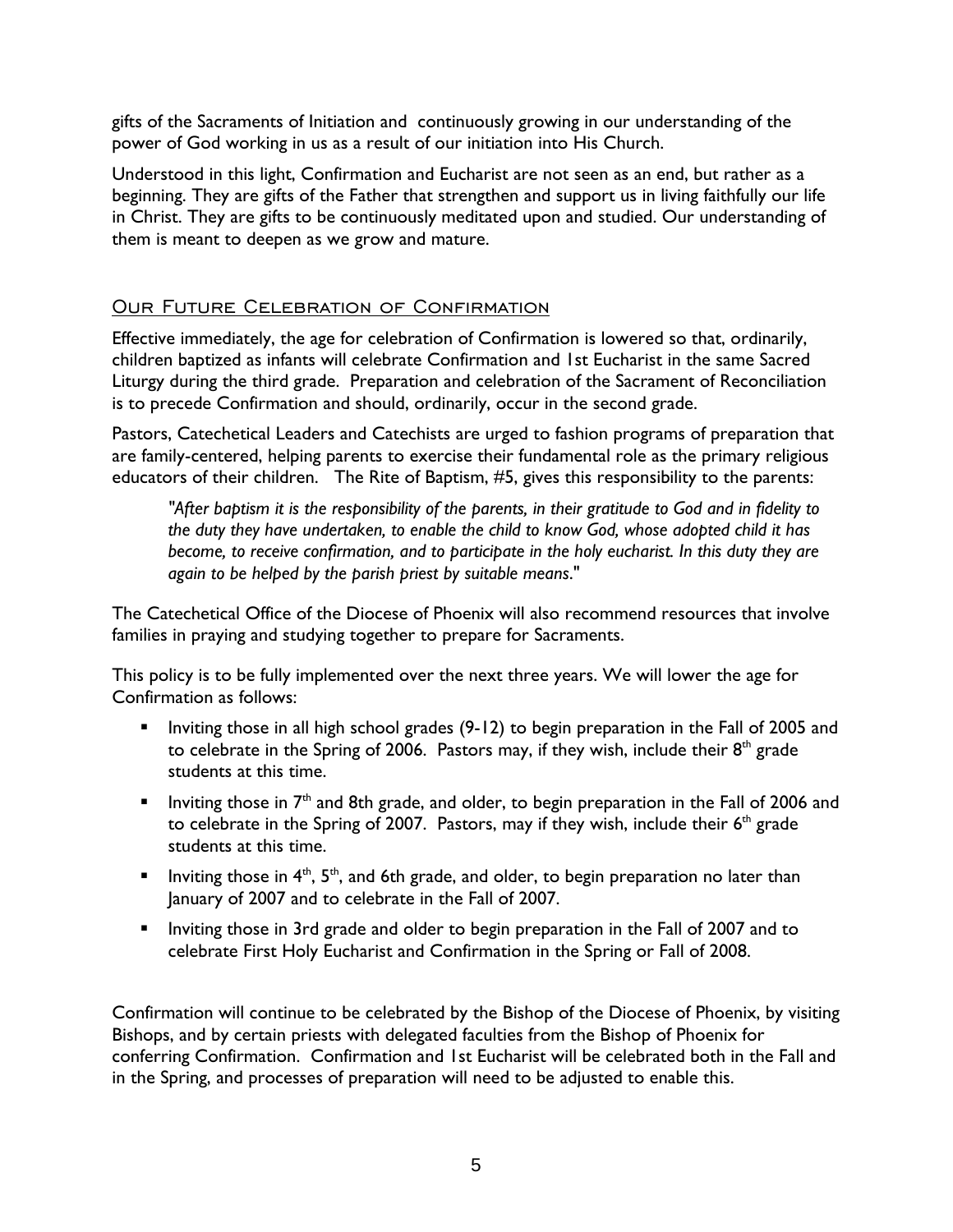gifts of the Sacraments of Initiation and continuously growing in our understanding of the power of God working in us as a result of our initiation into His Church.

Understood in this light, Confirmation and Eucharist are not seen as an end, but rather as a beginning. They are gifts of the Father that strengthen and support us in living faithfully our life in Christ. They are gifts to be continuously meditated upon and studied. Our understanding of them is meant to deepen as we grow and mature.

## Our Future Celebration of Confirmation

Effective immediately, the age for celebration of Confirmation is lowered so that, ordinarily, children baptized as infants will celebrate Confirmation and 1st Eucharist in the same Sacred Liturgy during the third grade. Preparation and celebration of the Sacrament of Reconciliation is to precede Confirmation and should, ordinarily, occur in the second grade.

Pastors, Catechetical Leaders and Catechists are urged to fashion programs of preparation that are family-centered, helping parents to exercise their fundamental role as the primary religious educators of their children. The Rite of Baptism, #5, gives this responsibility to the parents:

> *"After baptism it is the responsibility of the parents, in their gratitude to God and in fidelity to the duty they have undertaken, to enable the child to know God, whose adopted child it has become, to receive confirmation, and to participate in the holy eucharist. In this duty they are again to be helped by the parish priest by suitable means*."

The Catechetical Office of the Diocese of Phoenix will also recommend resources that involve families in praying and studying together to prepare for Sacraments.

This policy is to be fully implemented over the next three years. We will lower the age for Confirmation as follows:

- Inviting those in all high school grades (9-12) to begin preparation in the Fall of 2005 and to celebrate in the Spring of 2006. Pastors may, if they wish, include their 8th grade students at this time.
- Inviting those in 7th and 8th grade, and older, to begin preparation in the Fall of 2006 and to celebrate in the Spring of 2007. Pastors, may if they wish, include their 6th grade students at this time.
- Inviting those in 4th, 5th, and 6th grade, and older, to begin preparation no later than January of 2007 and to celebrate in the Fall of 2007.
- Inviting those in 3rd grade and older to begin preparation in the Fall of 2007 and to celebrate First Holy Eucharist and Confirmation in the Spring or Fall of 2008.

Confirmation will continue to be celebrated by the Bishop of the Diocese of Phoenix, by visiting Bishops, and by certain priests with delegated faculties from the Bishop of Phoenix for conferring Confirmation. Confirmation and 1st Eucharist will be celebrated both in the Fall and in the Spring, and processes of preparation will need to be adjusted to enable this.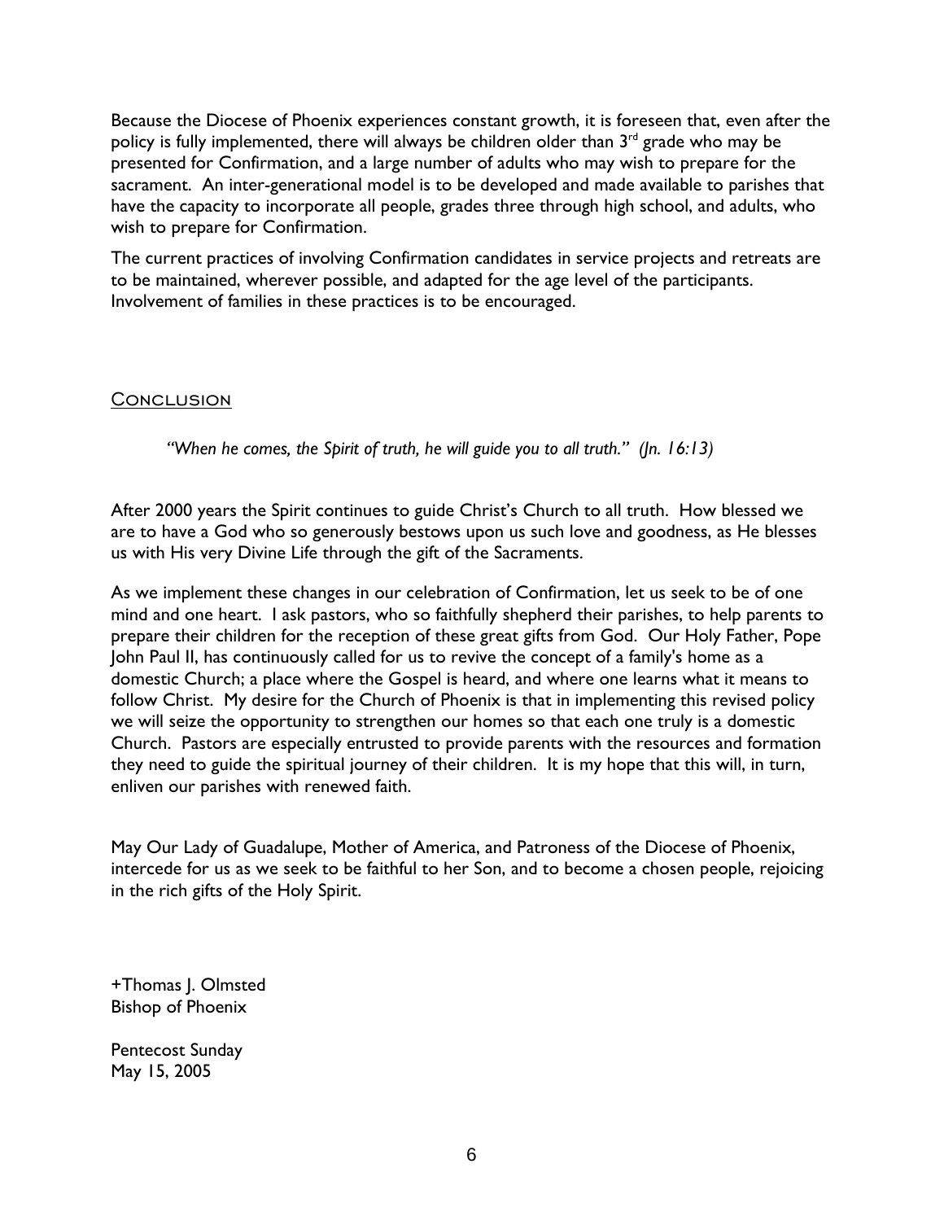Because the Diocese of Phoenix experiences constant growth, it is foreseen that, even after the policy is fully implemented, there will always be children older than 3rd grade who may be presented for Confirmation, and a large number of adults who may wish to prepare for the sacrament. An inter-generational model is to be developed and made available to parishes that have the capacity to incorporate all people, grades three through high school, and adults, who wish to prepare for Confirmation.

The current practices of involving Confirmation candidates in service projects and retreats are to be maintained, wherever possible, and adapted for the age level of the participants. Involvement of families in these practices is to be encouraged.

## Conclusion

*"When he comes, the Spirit of truth, he will guide you to all truth." (Jn. 16:13)*

After 2000 years the Spirit continues to guide Christ's Church to all truth. How blessed we are to have a God who so generously bestows upon us such love and goodness, as He blesses us with His very Divine Life through the gift of the Sacraments.

As we implement these changes in our celebration of Confirmation, let us seek to be of one mind and one heart. I ask pastors, who so faithfully shepherd their parishes, to help parents to prepare their children for the reception of these great gifts from God. Our Holy Father, Pope John Paul II, has continuously called for us to revive the concept of a family's home as a domestic Church; a place where the Gospel is heard, and where one learns what it means to follow Christ. My desire for the Church of Phoenix is that in implementing this revised policy we will seize the opportunity to strengthen our homes so that each one truly is a domestic Church. Pastors are especially entrusted to provide parents with the resources and formation they need to guide the spiritual journey of their children. It is my hope that this will, in turn, enliven our parishes with renewed faith.

May Our Lady of Guadalupe, Mother of America, and Patroness of the Diocese of Phoenix, intercede for us as we seek to be faithful to her Son, and to become a chosen people, rejoicing in the rich gifts of the Holy Spirit.

+Thomas J. Olmsted
Bishop of Phoenix

Pentecost Sunday
May 15, 2005